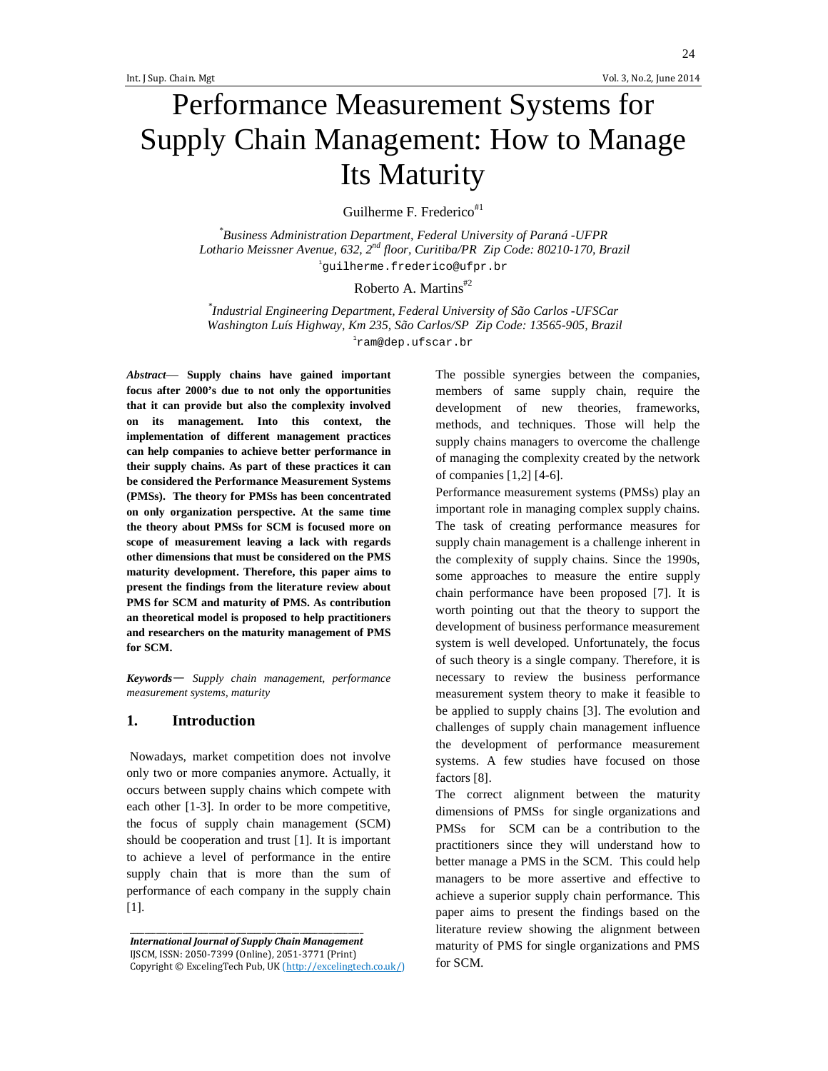# Performance Measurement Systems for Supply Chain Management: How to Manage Its Maturity

Guilherme F. Frederico[#1]

[*]*Business Administration Department, Federal University of Paraná -UFPR*
*Lothario Meissner Avenue, 632, 2nd floor, Curitiba/PR Zip Code: 80210-170, Brazil*
[1]guilherme.frederico@ufpr.br

Roberto A. Martins[#2]

[*]*Industrial Engineering Department, Federal University of São Carlos -UFSCar*
*Washington Luís Highway, Km 235, São Carlos/SP Zip Code: 13565-905, Brazil*
[1]ram@dep.ufscar.br

***Abstract*— Supply chains have gained important focus after 2000's due to not only the opportunities that it can provide but also the complexity involved on its management. Into this context, the implementation of different management practices can help companies to achieve better performance in their supply chains. As part of these practices it can be considered the Performance Measurement Systems (PMSs). The theory for PMSs has been concentrated on only organization perspective. At the same time the theory about PMSs for SCM is focused more on scope of measurement leaving a lack with regards other dimensions that must be considered on the PMS maturity development. Therefore, this paper aims to present the findings from the literature review about PMS for SCM and maturity of PMS. As contribution an theoretical model is proposed to help practitioners and researchers on the maturity management of PMS for SCM.**

***Keywords*—** *Supply chain management, performance measurement systems, maturity*

## 1. Introduction

Nowadays, market competition does not involve only two or more companies anymore. Actually, it occurs between supply chains which compete with each other [1-3]. In order to be more competitive, the focus of supply chain management (SCM) should be cooperation and trust [1]. It is important to achieve a level of performance in the entire supply chain that is more than the sum of performance of each company in the supply chain [1].

The possible synergies between the companies, members of same supply chain, require the development of new theories, frameworks, methods, and techniques. Those will help the supply chains managers to overcome the challenge of managing the complexity created by the network of companies [1,2] [4-6].

Performance measurement systems (PMSs) play an important role in managing complex supply chains. The task of creating performance measures for supply chain management is a challenge inherent in the complexity of supply chains. Since the 1990s, some approaches to measure the entire supply chain performance have been proposed [7]. It is worth pointing out that the theory to support the development of business performance measurement system is well developed. Unfortunately, the focus of such theory is a single company. Therefore, it is necessary to review the business performance measurement system theory to make it feasible to be applied to supply chains [3]. The evolution and challenges of supply chain management influence the development of performance measurement systems. A few studies have focused on those factors [8].

The correct alignment between the maturity dimensions of PMSs for single organizations and PMSs for SCM can be a contribution to the practitioners since they will understand how to better manage a PMS in the SCM. This could help managers to be more assertive and effective to achieve a superior supply chain performance. This paper aims to present the findings based on the literature review showing the alignment between maturity of PMS for single organizations and PMS for SCM.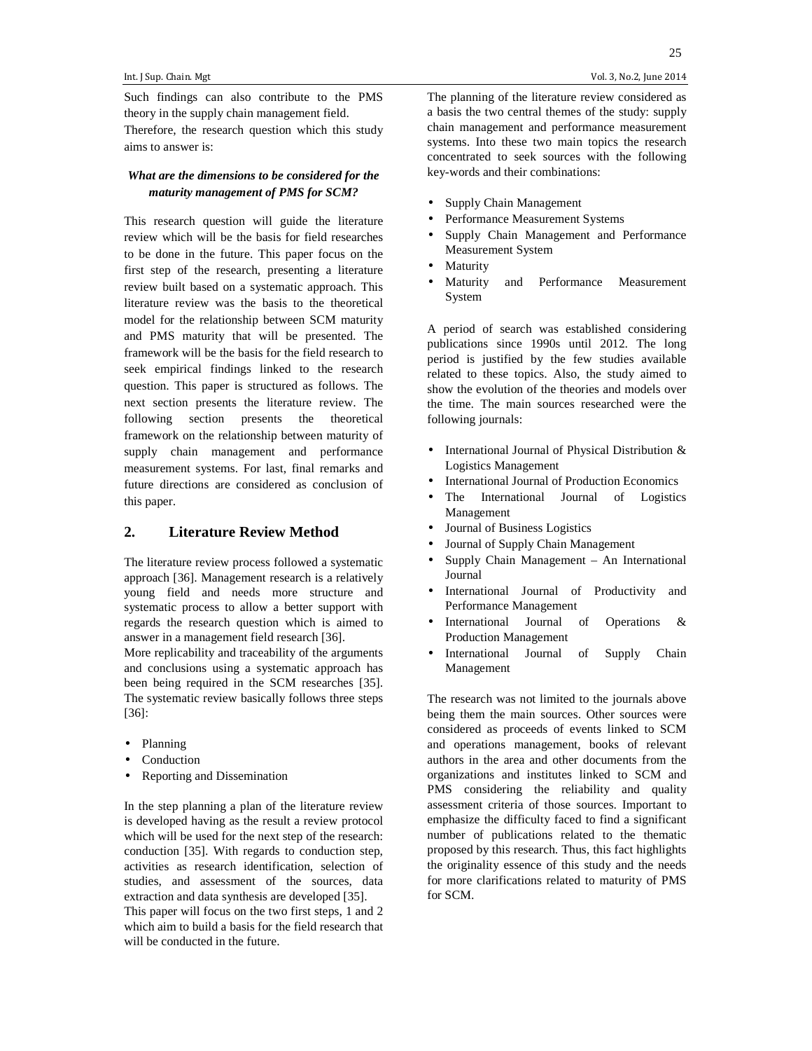Such findings can also contribute to the PMS theory in the supply chain management field.

Therefore, the research question which this study aims to answer is:

***What are the dimensions to be considered for the maturity management of PMS for SCM?***

This research question will guide the literature review which will be the basis for field researches to be done in the future. This paper focus on the first step of the research, presenting a literature review built based on a systematic approach. This literature review was the basis to the theoretical model for the relationship between SCM maturity and PMS maturity that will be presented. The framework will be the basis for the field research to seek empirical findings linked to the research question. This paper is structured as follows. The next section presents the literature review. The following section presents the theoretical framework on the relationship between maturity of supply chain management and performance measurement systems. For last, final remarks and future directions are considered as conclusion of this paper.

## 2. Literature Review Method

The literature review process followed a systematic approach [36]. Management research is a relatively young field and needs more structure and systematic process to allow a better support with regards the research question which is aimed to answer in a management field research [36].

More replicability and traceability of the arguments and conclusions using a systematic approach has been being required in the SCM researches [35]. The systematic review basically follows three steps [36]:

- Planning
- Conduction
- Reporting and Dissemination

In the step planning a plan of the literature review is developed having as the result a review protocol which will be used for the next step of the research: conduction [35]. With regards to conduction step, activities as research identification, selection of studies, and assessment of the sources, data extraction and data synthesis are developed [35].

This paper will focus on the two first steps, 1 and 2 which aim to build a basis for the field research that will be conducted in the future.

The planning of the literature review considered as a basis the two central themes of the study: supply chain management and performance measurement systems. Into these two main topics the research concentrated to seek sources with the following key-words and their combinations:

- Supply Chain Management
- Performance Measurement Systems
- Supply Chain Management and Performance Measurement System
- Maturity
- Maturity and Performance Measurement System

A period of search was established considering publications since 1990s until 2012. The long period is justified by the few studies available related to these topics. Also, the study aimed to show the evolution of the theories and models over the time. The main sources researched were the following journals:

- International Journal of Physical Distribution & Logistics Management
- International Journal of Production Economics
- The International Journal of Logistics Management
- Journal of Business Logistics
- Journal of Supply Chain Management
- Supply Chain Management – An International Journal
- International Journal of Productivity and Performance Management
- International Journal of Operations & Production Management
- International Journal of Supply Chain Management

The research was not limited to the journals above being them the main sources. Other sources were considered as proceeds of events linked to SCM and operations management, books of relevant authors in the area and other documents from the organizations and institutes linked to SCM and PMS considering the reliability and quality assessment criteria of those sources. Important to emphasize the difficulty faced to find a significant number of publications related to the thematic proposed by this research. Thus, this fact highlights the originality essence of this study and the needs for more clarifications related to maturity of PMS for SCM.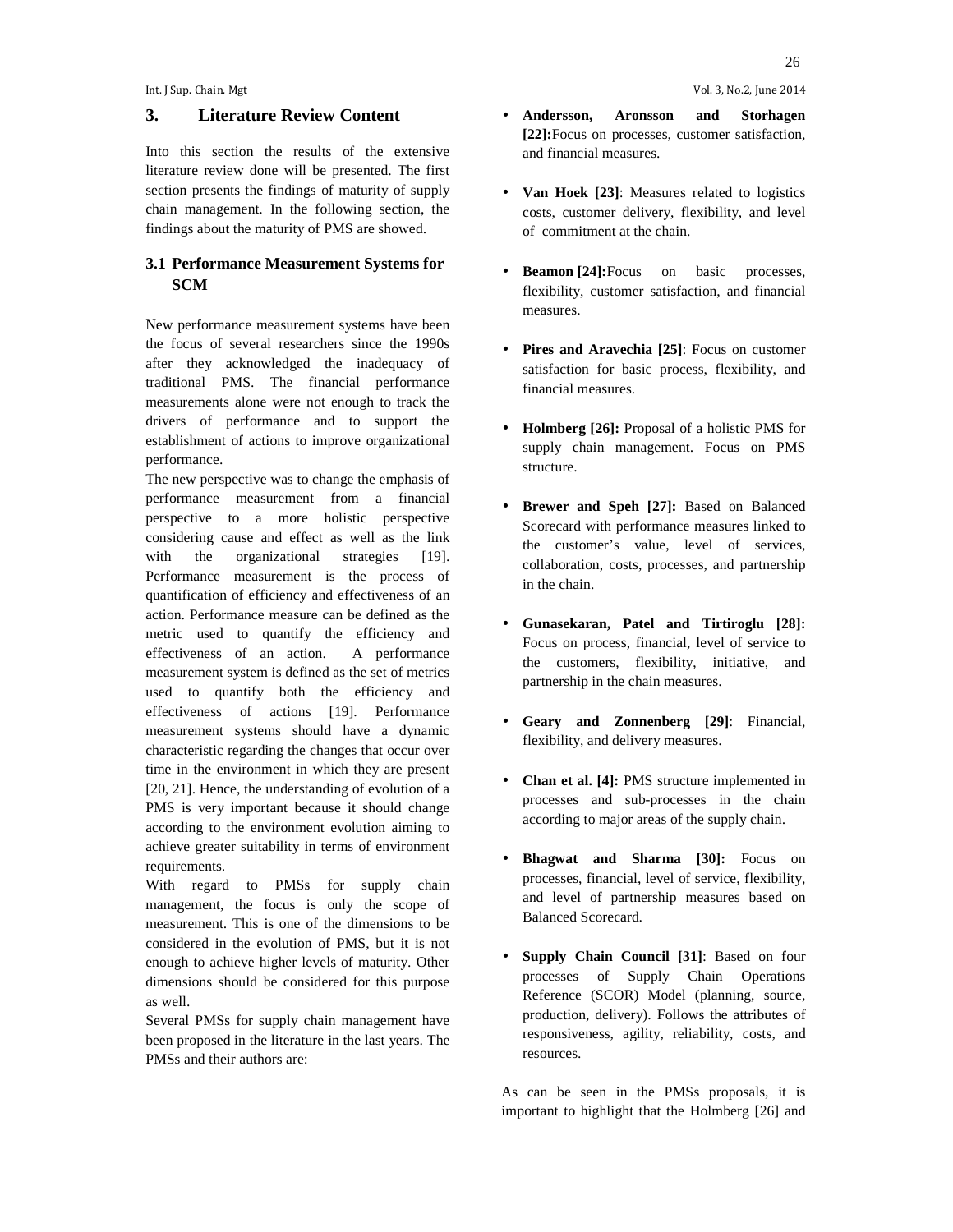## 3. Literature Review Content

Into this section the results of the extensive literature review done will be presented. The first section presents the findings of maturity of supply chain management. In the following section, the findings about the maturity of PMS are showed.

### 3.1 Performance Measurement Systems for SCM

New performance measurement systems have been the focus of several researchers since the 1990s after they acknowledged the inadequacy of traditional PMS. The financial performance measurements alone were not enough to track the drivers of performance and to support the establishment of actions to improve organizational performance.

The new perspective was to change the emphasis of performance measurement from a financial perspective to a more holistic perspective considering cause and effect as well as the link with the organizational strategies [19]. Performance measurement is the process of quantification of efficiency and effectiveness of an action. Performance measure can be defined as the metric used to quantify the efficiency and effectiveness of an action. A performance measurement system is defined as the set of metrics used to quantify both the efficiency and effectiveness of actions [19]. Performance measurement systems should have a dynamic characteristic regarding the changes that occur over time in the environment in which they are present [20, 21]. Hence, the understanding of evolution of a PMS is very important because it should change according to the environment evolution aiming to achieve greater suitability in terms of environment requirements.

With regard to PMSs for supply chain management, the focus is only the scope of measurement. This is one of the dimensions to be considered in the evolution of PMS, but it is not enough to achieve higher levels of maturity. Other dimensions should be considered for this purpose as well.

Several PMSs for supply chain management have been proposed in the literature in the last years. The PMSs and their authors are:

- **Andersson, Aronsson and Storhagen [22]:** Focus on processes, customer satisfaction, and financial measures.
- **Van Hoek [23]**: Measures related to logistics costs, customer delivery, flexibility, and level of commitment at the chain.
- **Beamon [24]:** Focus on basic processes, flexibility, customer satisfaction, and financial measures.
- **Pires and Aravechia [25]**: Focus on customer satisfaction for basic process, flexibility, and financial measures.
- **Holmberg [26]:** Proposal of a holistic PMS for supply chain management. Focus on PMS structure.
- **Brewer and Speh [27]:** Based on Balanced Scorecard with performance measures linked to the customer's value, level of services, collaboration, costs, processes, and partnership in the chain.
- **Gunasekaran, Patel and Tirtiroglu [28]:** Focus on process, financial, level of service to the customers, flexibility, initiative, and partnership in the chain measures.
- **Geary and Zonnenberg [29]**: Financial, flexibility, and delivery measures.
- **Chan et al. [4]:** PMS structure implemented in processes and sub-processes in the chain according to major areas of the supply chain.
- **Bhagwat and Sharma [30]:** Focus on processes, financial, level of service, flexibility, and level of partnership measures based on Balanced Scorecard.
- **Supply Chain Council [31]**: Based on four processes of Supply Chain Operations Reference (SCOR) Model (planning, source, production, delivery). Follows the attributes of responsiveness, agility, reliability, costs, and resources.

As can be seen in the PMSs proposals, it is important to highlight that the Holmberg [26] and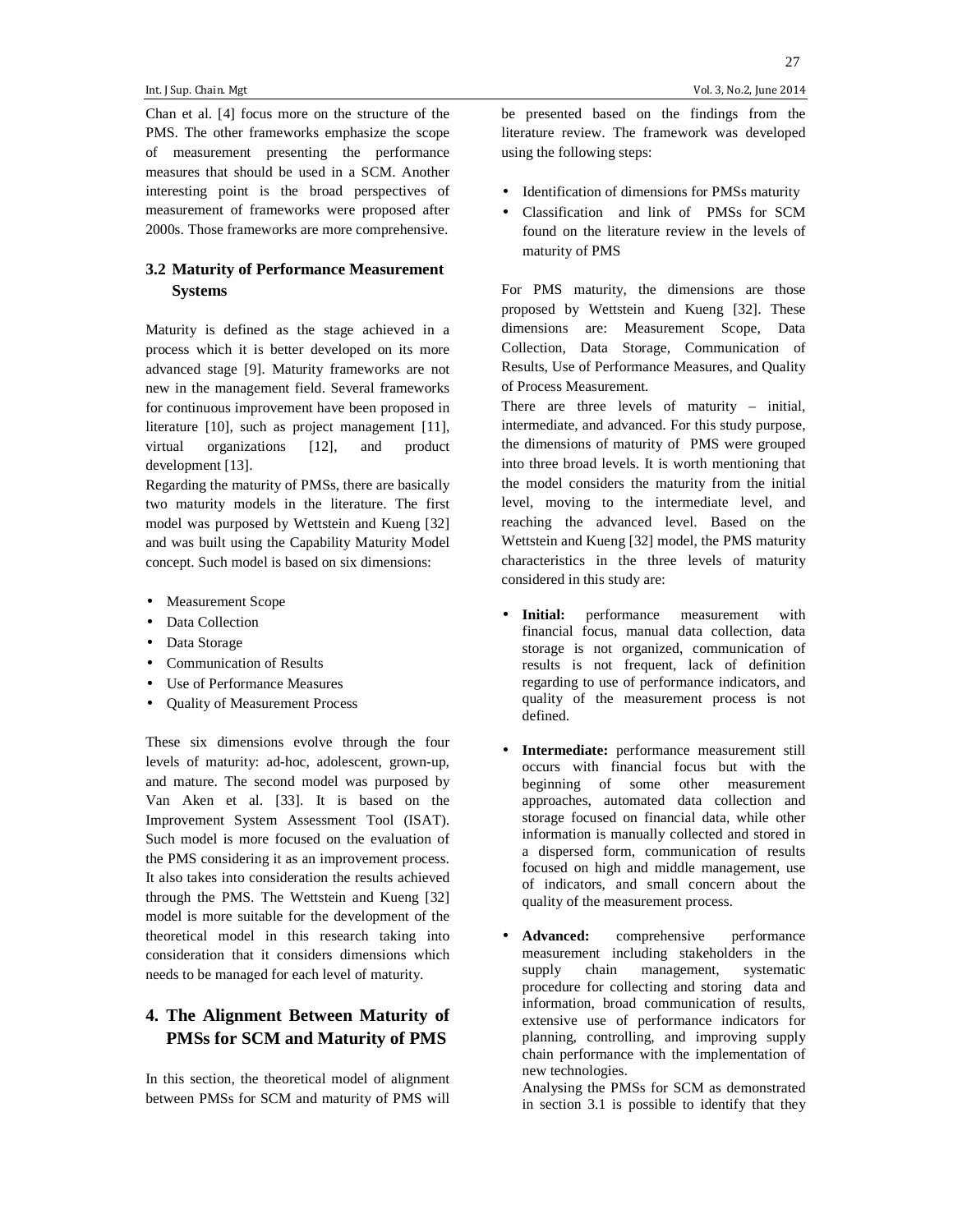Chan et al. [4] focus more on the structure of the PMS. The other frameworks emphasize the scope of measurement presenting the performance measures that should be used in a SCM. Another interesting point is the broad perspectives of measurement of frameworks were proposed after 2000s. Those frameworks are more comprehensive.

### 3.2 Maturity of Performance Measurement Systems

Maturity is defined as the stage achieved in a process which it is better developed on its more advanced stage [9]. Maturity frameworks are not new in the management field. Several frameworks for continuous improvement have been proposed in literature [10], such as project management [11], virtual organizations [12], and product development [13].

Regarding the maturity of PMSs, there are basically two maturity models in the literature. The first model was purposed by Wettstein and Kueng [32] and was built using the Capability Maturity Model concept. Such model is based on six dimensions:

- Measurement Scope
- Data Collection
- Data Storage
- Communication of Results
- Use of Performance Measures
- Quality of Measurement Process

These six dimensions evolve through the four levels of maturity: ad-hoc, adolescent, grown-up, and mature. The second model was purposed by Van Aken et al. [33]. It is based on the Improvement System Assessment Tool (ISAT). Such model is more focused on the evaluation of the PMS considering it as an improvement process. It also takes into consideration the results achieved through the PMS. The Wettstein and Kueng [32] model is more suitable for the development of the theoretical model in this research taking into consideration that it considers dimensions which needs to be managed for each level of maturity.

## 4. The Alignment Between Maturity of PMSs for SCM and Maturity of PMS

In this section, the theoretical model of alignment between PMSs for SCM and maturity of PMS will be presented based on the findings from the literature review. The framework was developed using the following steps:

- Identification of dimensions for PMSs maturity
- Classification and link of PMSs for SCM found on the literature review in the levels of maturity of PMS

For PMS maturity, the dimensions are those proposed by Wettstein and Kueng [32]. These dimensions are: Measurement Scope, Data Collection, Data Storage, Communication of Results, Use of Performance Measures, and Quality of Process Measurement.

There are three levels of maturity – initial, intermediate, and advanced. For this study purpose, the dimensions of maturity of PMS were grouped into three broad levels. It is worth mentioning that the model considers the maturity from the initial level, moving to the intermediate level, and reaching the advanced level. Based on the Wettstein and Kueng [32] model, the PMS maturity characteristics in the three levels of maturity considered in this study are:

- **Initial:** performance measurement with financial focus, manual data collection, data storage is not organized, communication of results is not frequent, lack of definition regarding to use of performance indicators, and quality of the measurement process is not defined.

- **Intermediate:** performance measurement still occurs with financial focus but with the beginning of some other measurement approaches, automated data collection and storage focused on financial data, while other information is manually collected and stored in a dispersed form, communication of results focused on high and middle management, use of indicators, and small concern about the quality of the measurement process.

- **Advanced:** comprehensive performance measurement including stakeholders in the supply chain management, systematic procedure for collecting and storing data and information, broad communication of results, extensive use of performance indicators for planning, controlling, and improving supply chain performance with the implementation of new technologies.

  Analysing the PMSs for SCM as demonstrated in section 3.1 is possible to identify that they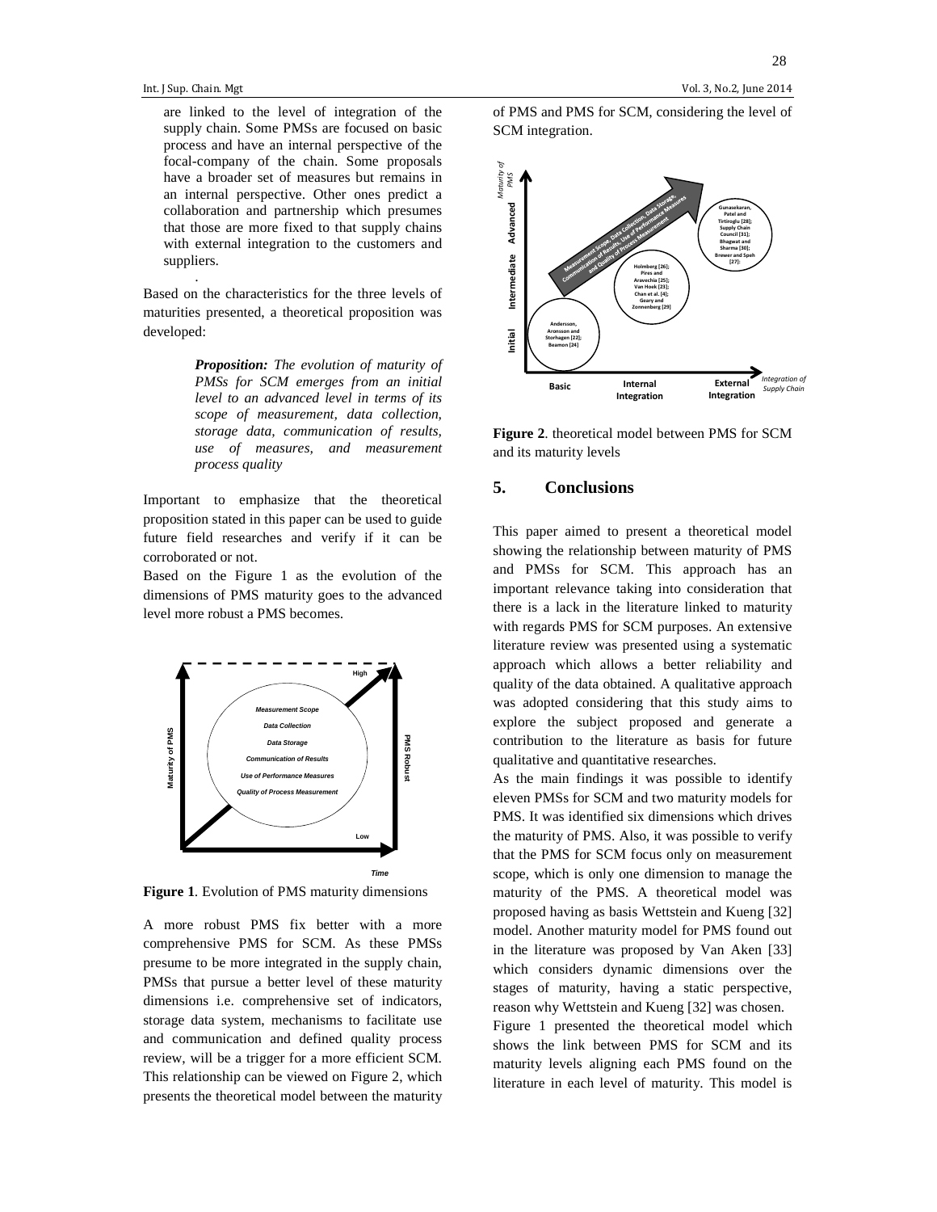are linked to the level of integration of the supply chain. Some PMSs are focused on basic process and have an internal perspective of the focal-company of the chain. Some proposals have a broader set of measures but remains in an internal perspective. Other ones predict a collaboration and partnership which presumes that those are more fixed to that supply chains with external integration to the customers and suppliers.

.

Based on the characteristics for the three levels of maturities presented, a theoretical proposition was developed:

> ***Proposition:*** *The evolution of maturity of PMSs for SCM emerges from an initial level to an advanced level in terms of its scope of measurement, data collection, storage data, communication of results, use of measures, and measurement process quality*

Important to emphasize that the theoretical proposition stated in this paper can be used to guide future field researches and verify if it can be corroborated or not.

Based on the Figure 1 as the evolution of the dimensions of PMS maturity goes to the advanced level more robust a PMS becomes.

**Figure 1**. Evolution of PMS maturity dimensions

A more robust PMS fix better with a more comprehensive PMS for SCM. As these PMSs presume to be more integrated in the supply chain, PMSs that pursue a better level of these maturity dimensions i.e. comprehensive set of indicators, storage data system, mechanisms to facilitate use and communication and defined quality process review, will be a trigger for a more efficient SCM. This relationship can be viewed on Figure 2, which presents the theoretical model between the maturity of PMS and PMS for SCM, considering the level of SCM integration.

**Figure 2**. theoretical model between PMS for SCM and its maturity levels

## 5. Conclusions

This paper aimed to present a theoretical model showing the relationship between maturity of PMS and PMSs for SCM. This approach has an important relevance taking into consideration that there is a lack in the literature linked to maturity with regards PMS for SCM purposes. An extensive literature review was presented using a systematic approach which allows a better reliability and quality of the data obtained. A qualitative approach was adopted considering that this study aims to explore the subject proposed and generate a contribution to the literature as basis for future qualitative and quantitative researches.

As the main findings it was possible to identify eleven PMSs for SCM and two maturity models for PMS. It was identified six dimensions which drives the maturity of PMS. Also, it was possible to verify that the PMS for SCM focus only on measurement scope, which is only one dimension to manage the maturity of the PMS. A theoretical model was proposed having as basis Wettstein and Kueng [32] model. Another maturity model for PMS found out in the literature was proposed by Van Aken [33] which considers dynamic dimensions over the stages of maturity, having a static perspective, reason why Wettstein and Kueng [32] was chosen.

Figure 1 presented the theoretical model which shows the link between PMS for SCM and its maturity levels aligning each PMS found on the literature in each level of maturity. This model is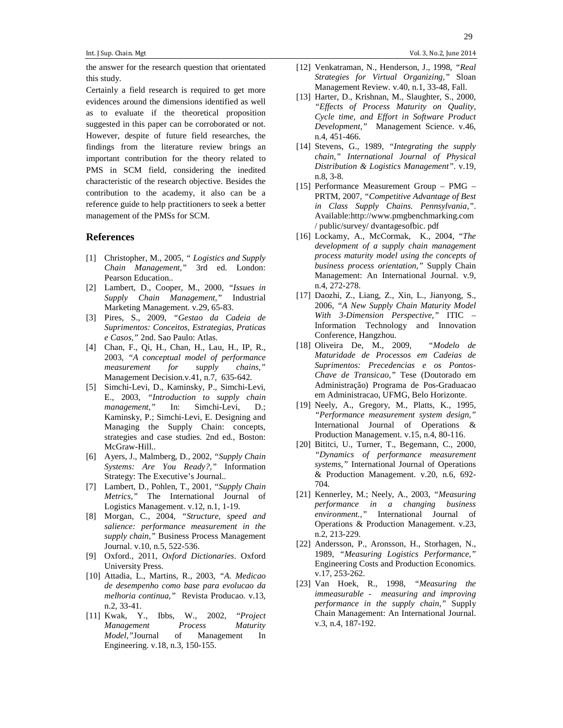the answer for the research question that orientated this study.

Certainly a field research is required to get more evidences around the dimensions identified as well as to evaluate if the theoretical proposition suggested in this paper can be corroborated or not. However, despite of future field researches, the findings from the literature review brings an important contribution for the theory related to PMS in SCM field, considering the inedited characteristic of the research objective. Besides the contribution to the academy, it also can be a reference guide to help practitioners to seek a better management of the PMSs for SCM.

## References

[1] Christopher, M., 2005, *" Logistics and Supply Chain Management,"* 3rd ed. London: Pearson Education..

[2] Lambert, D., Cooper, M., 2000, *"Issues in Supply Chain Management,"* Industrial Marketing Management. v.29, 65-83.

[3] Pires, S., 2009, *"Gestao da Cadeia de Suprimentos: Conceitos, Estrategias, Praticas e Casos,"* 2nd. Sao Paulo: Atlas.

[4] Chan, F., Qi, H., Chan, H., Lau, H., IP, R., 2003, *"A conceptual model of performance measurement for supply chains,"* Management Decision.v.41, n.7, 635-642.

[5] Simchi-Levi, D., Kaminsky, P., Simchi-Levi, E., 2003, *"Introduction to supply chain management,"* In: Simchi-Levi, D.; Kaminsky, P.; Simchi-Levi, E. Designing and Managing the Supply Chain: concepts, strategies and case studies. 2nd ed., Boston: McGraw-Hill..

[6] Ayers, J., Malmberg, D., 2002, *"Supply Chain Systems: Are You Ready?,"* Information Strategy: The Executive's Journal..

[7] Lambert, D., Pohlen, T., 2001, *"Supply Chain Metrics,"* The International Journal of Logistics Management. v.12, n.1, 1-19.

[8] Morgan, C., 2004, *"Structure, speed and salience: performance measurement in the supply chain,"* Business Process Management Journal. v.10, n.5, 522-536.

[9] Oxford., 2011, *Oxford Dictionaries*. Oxford University Press.

[10] Attadia, L., Martins, R., 2003, *"A. Medicao de desempenho como base para evolucao da melhoria continua,"* Revista Producao. v.13, n.2, 33-41.

[11] Kwak, Y., Ibbs, W., 2002, *"Project Management Process Maturity Model,"*Journal of Management In Engineering. v.18, n.3, 150-155.

[12] Venkatraman, N., Henderson, J., 1998, *"Real Strategies for Virtual Organizing,"* Sloan Management Review. v.40, n.1, 33-48, Fall.

[13] Harter, D., Krishnan, M., Slaughter, S., 2000, *"Effects of Process Maturity on Quality, Cycle time, and Effort in Software Product Development,"* Management Science. v.46, n.4, 451-466.

[14] Stevens, G., 1989, *"Integrating the supply chain," International Journal of Physical Distribution & Logistics Management"*. v.19, n.8, 3-8.

[15] Performance Measurement Group – PMG – PRTM, 2007, *"Competitive Advantage of Best in Class Supply Chains. Pennsylvania,"*. Available:http://www.pmgbenchmarking.com / public/survey/ dvantagesofbic. pdf

[16] Lockamy, A., McCormak, K., 2004, *"The development of a supply chain management process maturity model using the concepts of business process orientation,"* Supply Chain Management: An International Journal. v.9, n.4, 272-278.

[17] Daozhi, Z., Liang, Z., Xin, L., Jianyong, S., 2006, *"A New Supply Chain Maturity Model With 3-Dimension Perspective,"* ITIC – Information Technology and Innovation Conference, Hangzhou.

[18] Oliveira De, M., 2009, *"Modelo de Maturidade de Processos em Cadeias de Suprimentos: Precedencias e os Pontos-Chave de Transicao,"* Tese (Doutorado em Administração) Programa de Pos-Graduacao em Administracao, UFMG, Belo Horizonte.

[19] Neely, A., Gregory, M., Platts, K., 1995, *"Performance measurement system design,"* International Journal of Operations & Production Management. v.15, n.4, 80-116.

[20] Bititci, U., Turner, T., Begemann, C., 2000, *"Dynamics of performance measurement systems,"* International Journal of Operations & Production Management. v.20, n.6, 692-704.

[21] Kennerley, M.; Neely, A., 2003, *"Measuring performance in a changing business environment.,"* International Journal of Operations & Production Management. v.23, n.2, 213-229.

[22] Andersson, P., Aronsson, H., Storhagen, N., 1989, *"Measuring Logistics Performance,"* Engineering Costs and Production Economics. v.17, 253-262.

[23] Van Hoek, R., 1998, *"Measuring the immeasurable - measuring and improving performance in the supply chain,"* Supply Chain Management: An International Journal. v.3, n.4, 187-192.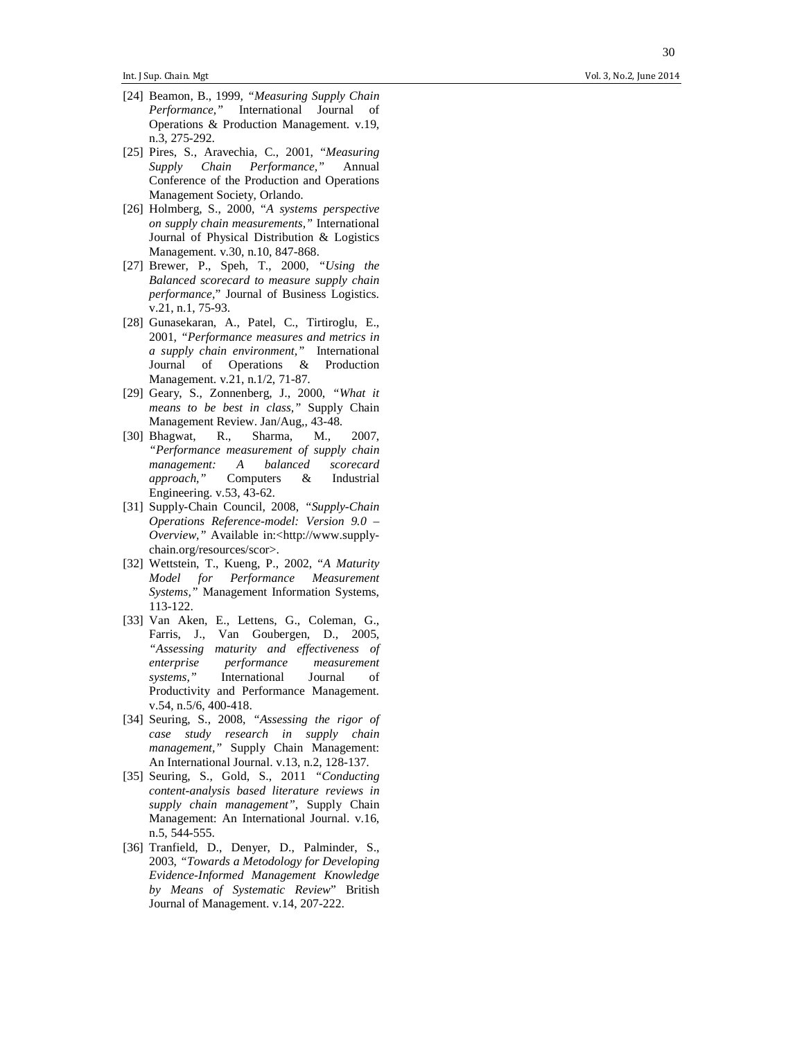[24] Beamon, B., 1999, *"Measuring Supply Chain Performance,"* International Journal of Operations & Production Management. v.19, n.3, 275-292.

[25] Pires, S., Aravechia, C., 2001, *"Measuring Supply Chain Performance,"* Annual Conference of the Production and Operations Management Society, Orlando.

[26] Holmberg, S., 2000, *"A systems perspective on supply chain measurements,"* International Journal of Physical Distribution & Logistics Management. v.30, n.10, 847-868.

[27] Brewer, P., Speh, T., 2000, *"Using the Balanced scorecard to measure supply chain performance,"* Journal of Business Logistics. v.21, n.1, 75-93.

[28] Gunasekaran, A., Patel, C., Tirtiroglu, E., 2001, *"Performance measures and metrics in a supply chain environment,"* International Journal of Operations & Production Management. v.21, n.1/2, 71-87.

[29] Geary, S., Zonnenberg, J., 2000, *"What it means to be best in class,"* Supply Chain Management Review. Jan/Aug,, 43-48.

[30] Bhagwat, R., Sharma, M., 2007, *"Performance measurement of supply chain management: A balanced scorecard approach,"* Computers & Industrial Engineering. v.53, 43-62.

[31] Supply-Chain Council, 2008, *"Supply-Chain Operations Reference-model: Version 9.0 – Overview,"* Available in:<http://www.supply-chain.org/resources/scor>.

[32] Wettstein, T., Kueng, P., 2002, *"A Maturity Model for Performance Measurement Systems,"* Management Information Systems, 113-122.

[33] Van Aken, E., Lettens, G., Coleman, G., Farris, J., Van Goubergen, D., 2005, *"Assessing maturity and effectiveness of enterprise performance measurement systems,"* International Journal of Productivity and Performance Management. v.54, n.5/6, 400-418.

[34] Seuring, S., 2008, *"Assessing the rigor of case study research in supply chain management,"* Supply Chain Management: An International Journal. v.13, n.2, 128-137.

[35] Seuring, S., Gold, S., 2011 *"Conducting content-analysis based literature reviews in supply chain management"*, Supply Chain Management: An International Journal. v.16, n.5, 544-555.

[36] Tranfield, D., Denyer, D., Palminder, S., 2003, *"Towards a Metodology for Developing Evidence-Informed Management Knowledge by Means of Systematic Review"* British Journal of Management. v.14, 207-222.